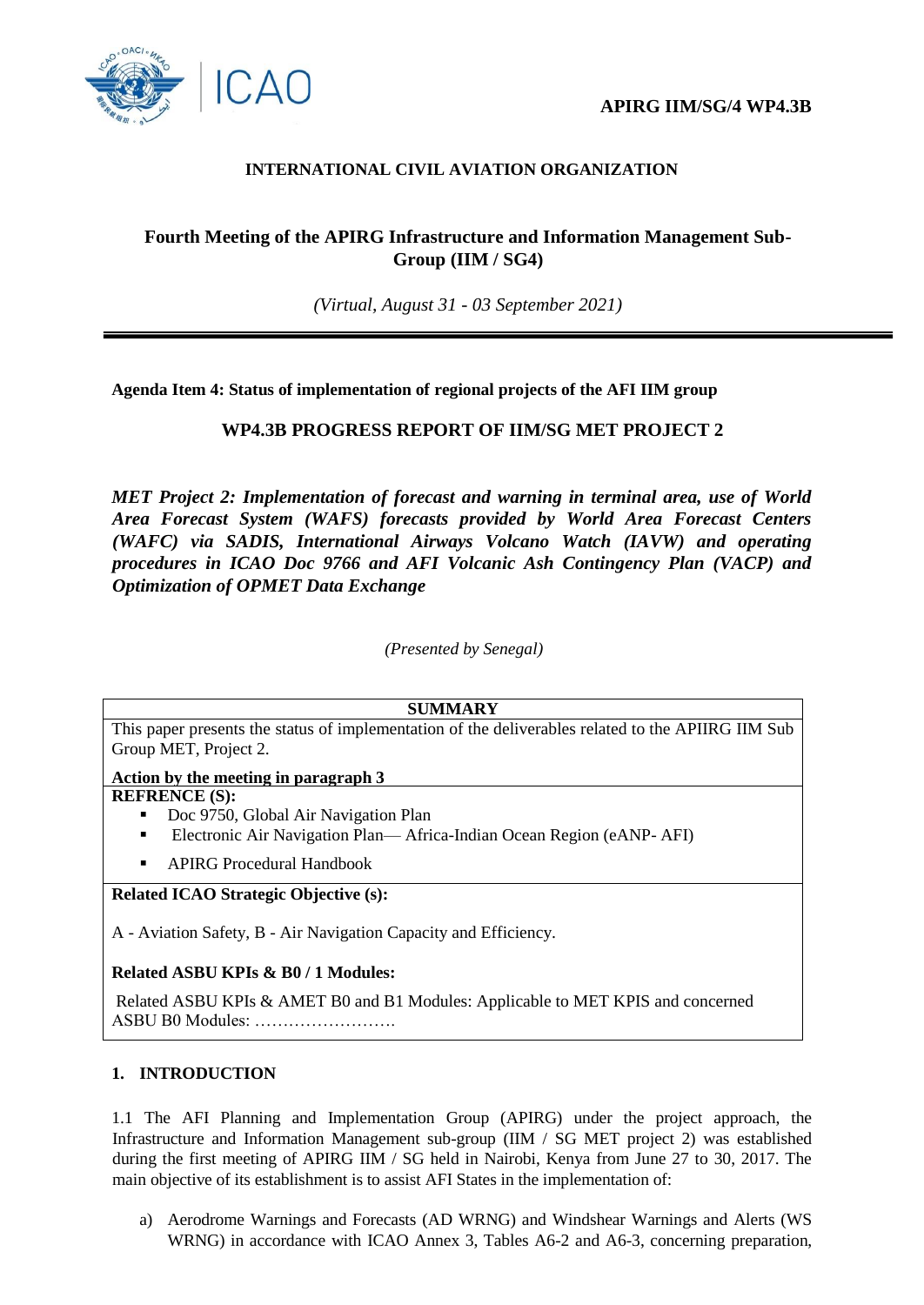**APIRG IIM/SG/4 WP4.3B**

**INTERNATIONAL CIVIL AVIATION ORGANIZATION**

**Fourth Meeting of the APIRG Infrastructure and Information Management Sub-Group (IIM / SG4)**

*(Virtual, August 31 - 03 September 2021)*

---

**Agenda Item 4: Status of implementation of regional projects of the AFI IIM group**

**WP4.3B PROGRESS REPORT OF IIM/SG MET PROJECT 2**

***MET Project 2: Implementation of forecast and warning in terminal area, use of World Area Forecast System (WAFS) forecasts provided by World Area Forecast Centers (WAFC) via SADIS, International Airways Volcano Watch (IAVW) and operating procedures in ICAO Doc 9766 and AFI Volcanic Ash Contingency Plan (VACP) and Optimization of OPMET Data Exchange***

*(Presented by Senegal)*

| **SUMMARY** |
|---|
| This paper presents the status of implementation of the deliverables related to the APIIRG IIM Sub Group MET, Project 2.<br><br>**Action by the meeting in paragraph 3** |
| **REFRENCE (S):**<br>▪ Doc 9750, Global Air Navigation Plan<br>▪ Electronic Air Navigation Plan— Africa-Indian Ocean Region (eANP- AFI)<br>▪ APIRG Procedural Handbook |
| **Related ICAO Strategic Objective (s):**<br><br>A - Aviation Safety, B - Air Navigation Capacity and Efficiency.<br><br>**Related ASBU KPIs & B0 / 1 Modules:**<br><br>Related ASBU KPIs & AMET B0 and B1 Modules: Applicable to MET KPIS and concerned ASBU B0 Modules: ……………………. |

## 1. INTRODUCTION

1.1 The AFI Planning and Implementation Group (APIRG) under the project approach, the Infrastructure and Information Management sub-group (IIM / SG MET project 2) was established during the first meeting of APIRG IIM / SG held in Nairobi, Kenya from June 27 to 30, 2017. The main objective of its establishment is to assist AFI States in the implementation of:

a) Aerodrome Warnings and Forecasts (AD WRNG) and Windshear Warnings and Alerts (WS WRNG) in accordance with ICAO Annex 3, Tables A6-2 and A6-3, concerning preparation,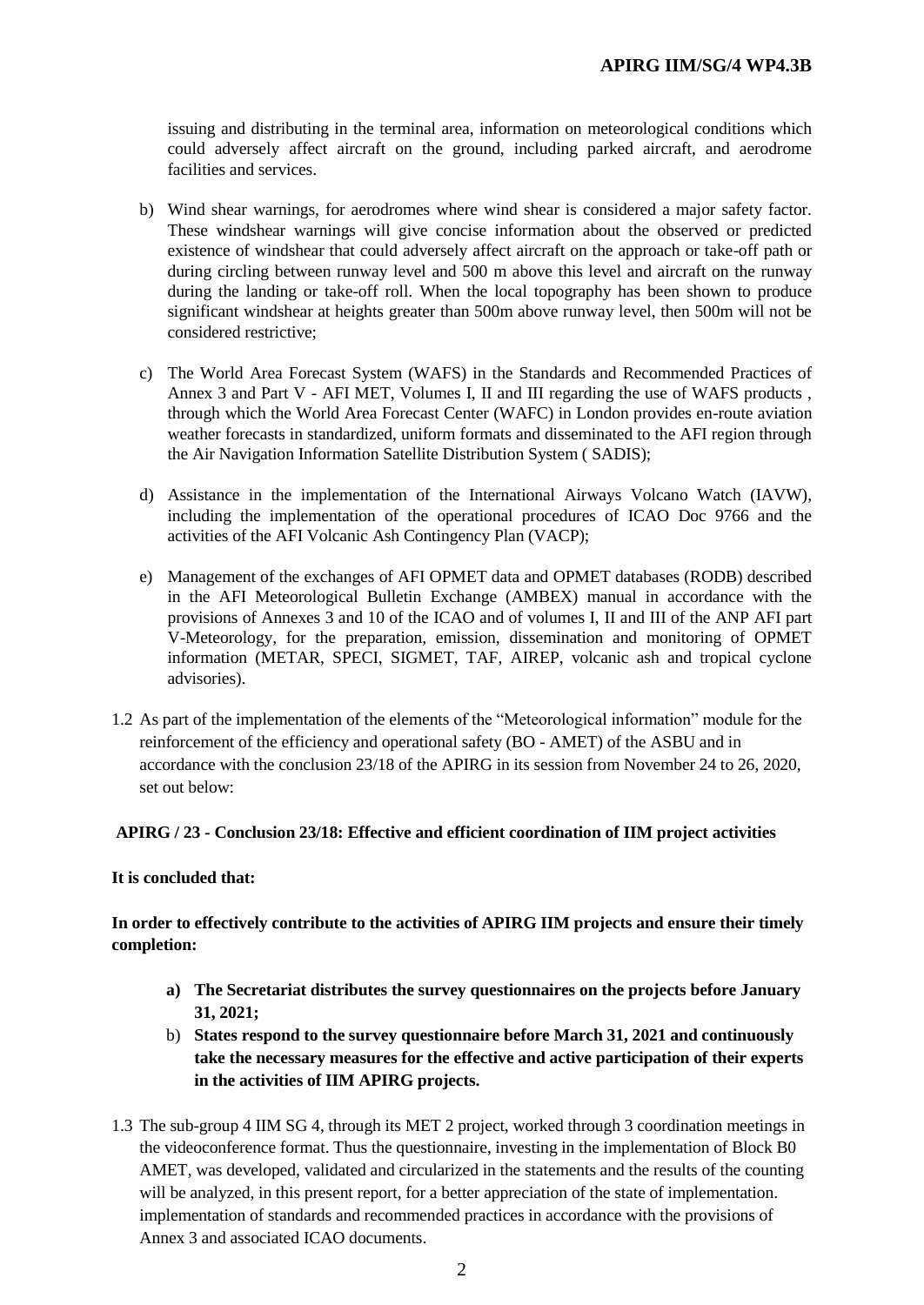issuing and distributing in the terminal area, information on meteorological conditions which could adversely affect aircraft on the ground, including parked aircraft, and aerodrome facilities and services.

b) Wind shear warnings, for aerodromes where wind shear is considered a major safety factor. These windshear warnings will give concise information about the observed or predicted existence of windshear that could adversely affect aircraft on the approach or take-off path or during circling between runway level and 500 m above this level and aircraft on the runway during the landing or take-off roll. When the local topography has been shown to produce significant windshear at heights greater than 500m above runway level, then 500m will not be considered restrictive;

c) The World Area Forecast System (WAFS) in the Standards and Recommended Practices of Annex 3 and Part V - AFI MET, Volumes I, II and III regarding the use of WAFS products , through which the World Area Forecast Center (WAFC) in London provides en-route aviation weather forecasts in standardized, uniform formats and disseminated to the AFI region through the Air Navigation Information Satellite Distribution System ( SADIS);

d) Assistance in the implementation of the International Airways Volcano Watch (IAVW), including the implementation of the operational procedures of ICAO Doc 9766 and the activities of the AFI Volcanic Ash Contingency Plan (VACP);

e) Management of the exchanges of AFI OPMET data and OPMET databases (RODB) described in the AFI Meteorological Bulletin Exchange (AMBEX) manual in accordance with the provisions of Annexes 3 and 10 of the ICAO and of volumes I, II and III of the ANP AFI part V-Meteorology, for the preparation, emission, dissemination and monitoring of OPMET information (METAR, SPECI, SIGMET, TAF, AIREP, volcanic ash and tropical cyclone advisories).

1.2 As part of the implementation of the elements of the "Meteorological information" module for the reinforcement of the efficiency and operational safety (BO - AMET) of the ASBU and in accordance with the conclusion 23/18 of the APIRG in its session from November 24 to 26, 2020, set out below:

**APIRG / 23 - Conclusion 23/18: Effective and efficient coordination of IIM project activities**

**It is concluded that:**

**In order to effectively contribute to the activities of APIRG IIM projects and ensure their timely completion:**

a) **The Secretariat distributes the survey questionnaires on the projects before January 31, 2021;**

b) **States respond to the survey questionnaire before March 31, 2021 and continuously take the necessary measures for the effective and active participation of their experts in the activities of IIM APIRG projects.**

1.3 The sub-group 4 IIM SG 4, through its MET 2 project, worked through 3 coordination meetings in the videoconference format. Thus the questionnaire, investing in the implementation of Block B0 AMET, was developed, validated and circularized in the statements and the results of the counting will be analyzed, in this present report, for a better appreciation of the state of implementation. implementation of standards and recommended practices in accordance with the provisions of Annex 3 and associated ICAO documents.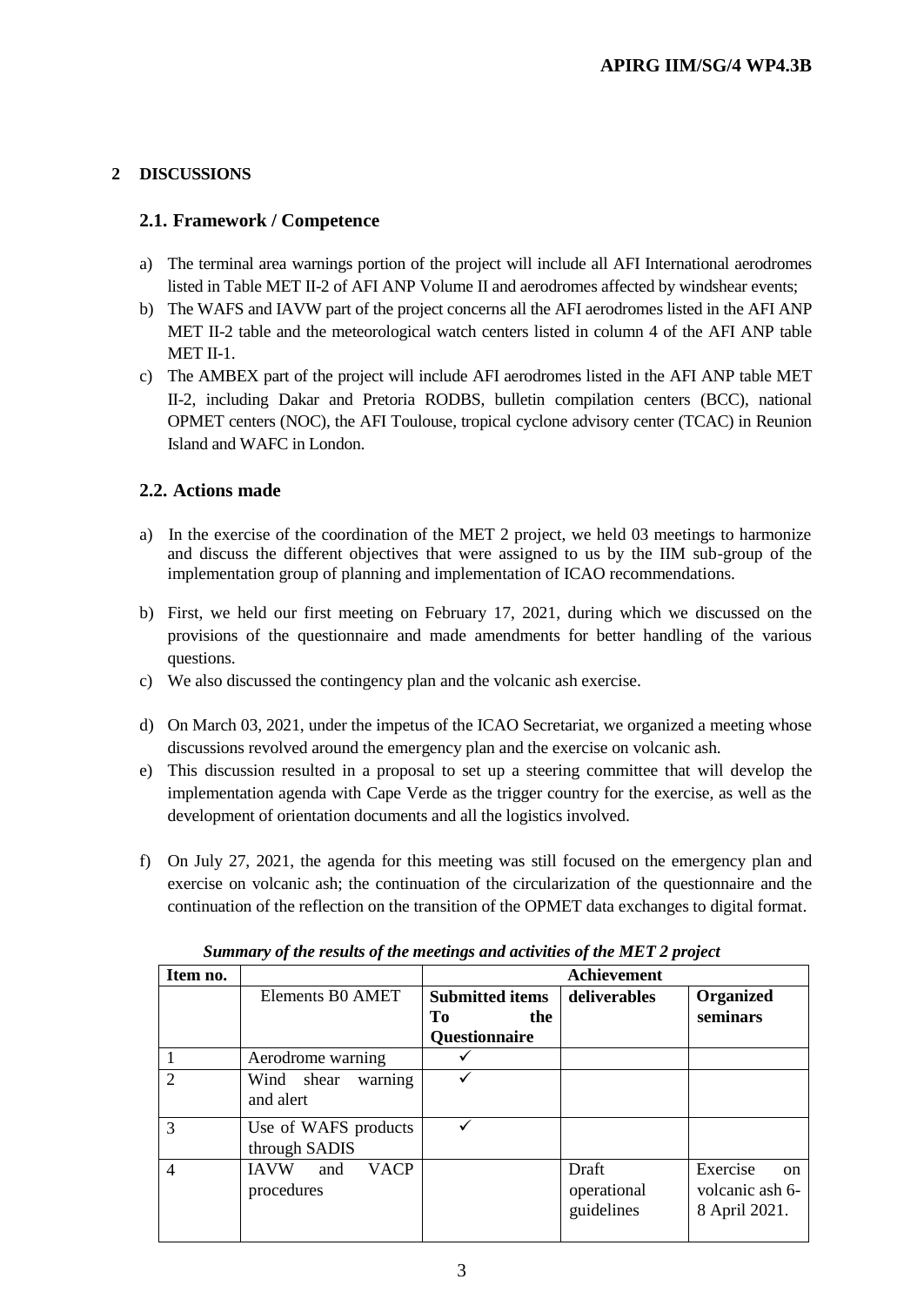## 2 DISCUSSIONS

### 2.1. Framework / Competence

a) The terminal area warnings portion of the project will include all AFI International aerodromes listed in Table MET II-2 of AFI ANP Volume II and aerodromes affected by windshear events;

b) The WAFS and IAVW part of the project concerns all the AFI aerodromes listed in the AFI ANP MET II-2 table and the meteorological watch centers listed in column 4 of the AFI ANP table MET II-1.

c) The AMBEX part of the project will include AFI aerodromes listed in the AFI ANP table MET II-2, including Dakar and Pretoria RODBS, bulletin compilation centers (BCC), national OPMET centers (NOC), the AFI Toulouse, tropical cyclone advisory center (TCAC) in Reunion Island and WAFC in London.

### 2.2. Actions made

a) In the exercise of the coordination of the MET 2 project, we held 03 meetings to harmonize and discuss the different objectives that were assigned to us by the IIM sub-group of the implementation group of planning and implementation of ICAO recommendations.

b) First, we held our first meeting on February 17, 2021, during which we discussed on the provisions of the questionnaire and made amendments for better handling of the various questions.

c) We also discussed the contingency plan and the volcanic ash exercise.

d) On March 03, 2021, under the impetus of the ICAO Secretariat, we organized a meeting whose discussions revolved around the emergency plan and the exercise on volcanic ash.

e) This discussion resulted in a proposal to set up a steering committee that will develop the implementation agenda with Cape Verde as the trigger country for the exercise, as well as the development of orientation documents and all the logistics involved.

f) On July 27, 2021, the agenda for this meeting was still focused on the emergency plan and exercise on volcanic ash; the continuation of the circularization of the questionnaire and the continuation of the reflection on the transition of the OPMET data exchanges to digital format.

***Summary of the results of the meetings and activities of the MET 2 project***

| Item no. | | Achievement | | |
|---|---|---|---|---|
| | Elements B0 AMET | **Submitted items To the Questionnaire** | **deliverables** | **Organized seminars** |
| 1 | Aerodrome warning | ✓ | | |
| 2 | Wind shear warning and alert | ✓ | | |
| 3 | Use of WAFS products through SADIS | ✓ | | |
| 4 | IAVW and VACP procedures | | Draft operational guidelines | Exercise on volcanic ash 6-8 April 2021. |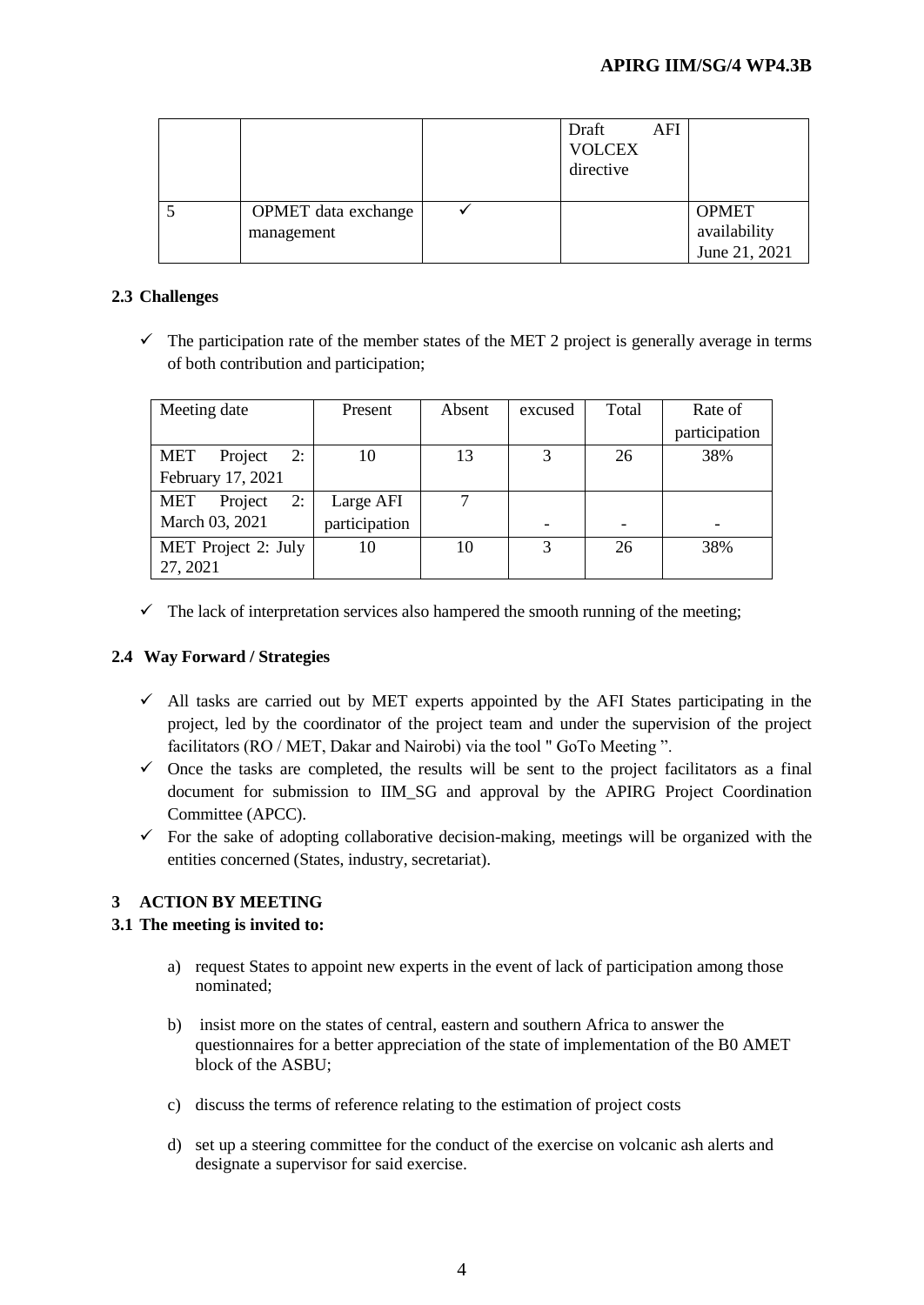|  |  |  | Draft AFI VOLCEX directive |  |
| --- | --- | --- | --- | --- |
| 5 | OPMET data exchange management | ✓ |  | OPMET availability June 21, 2021 |

### 2.3 Challenges

- ✓ The participation rate of the member states of the MET 2 project is generally average in terms of both contribution and participation;

| Meeting date | Present | Absent | excused | Total | Rate of participation |
| --- | --- | --- | --- | --- | --- |
| MET Project 2: February 17, 2021 | 10 | 13 | 3 | 26 | 38% |
| MET Project 2: March 03, 2021 | Large AFI participation | 7 | - | - | - |
| MET Project 2: July 27, 2021 | 10 | 10 | 3 | 26 | 38% |

- ✓ The lack of interpretation services also hampered the smooth running of the meeting;

### 2.4 Way Forward / Strategies

- ✓ All tasks are carried out by MET experts appointed by the AFI States participating in the project, led by the coordinator of the project team and under the supervision of the project facilitators (RO / MET, Dakar and Nairobi) via the tool " GoTo Meeting ".
- ✓ Once the tasks are completed, the results will be sent to the project facilitators as a final document for submission to IIM_SG and approval by the APIRG Project Coordination Committee (APCC).
- ✓ For the sake of adopting collaborative decision-making, meetings will be organized with the entities concerned (States, industry, secretariat).

## 3 ACTION BY MEETING

### 3.1 The meeting is invited to:

a) request States to appoint new experts in the event of lack of participation among those nominated;

b) insist more on the states of central, eastern and southern Africa to answer the questionnaires for a better appreciation of the state of implementation of the B0 AMET block of the ASBU;

c) discuss the terms of reference relating to the estimation of project costs

d) set up a steering committee for the conduct of the exercise on volcanic ash alerts and designate a supervisor for said exercise.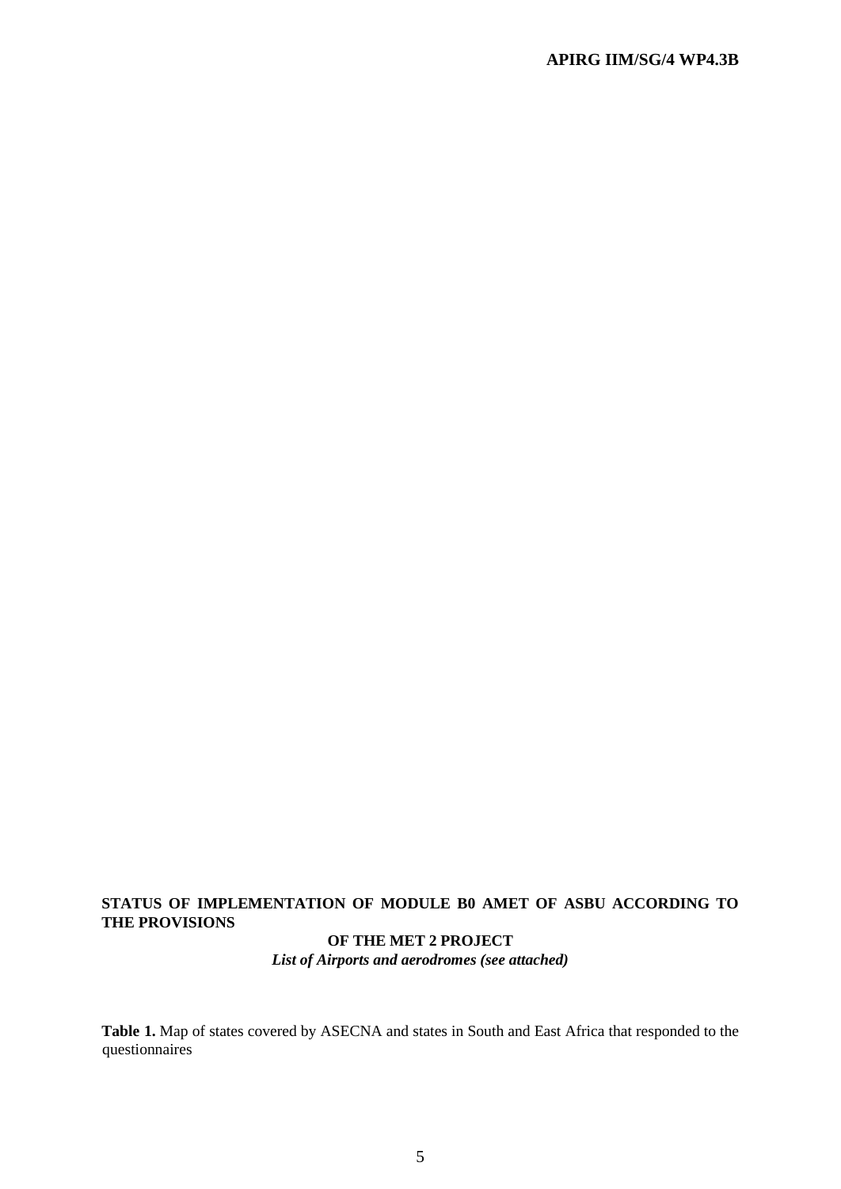**STATUS OF IMPLEMENTATION OF MODULE B0 AMET OF ASBU ACCORDING TO THE PROVISIONS OF THE MET 2 PROJECT**

*List of Airports and aerodromes (see attached)*

**Table 1.** Map of states covered by ASECNA and states in South and East Africa that responded to the questionnaires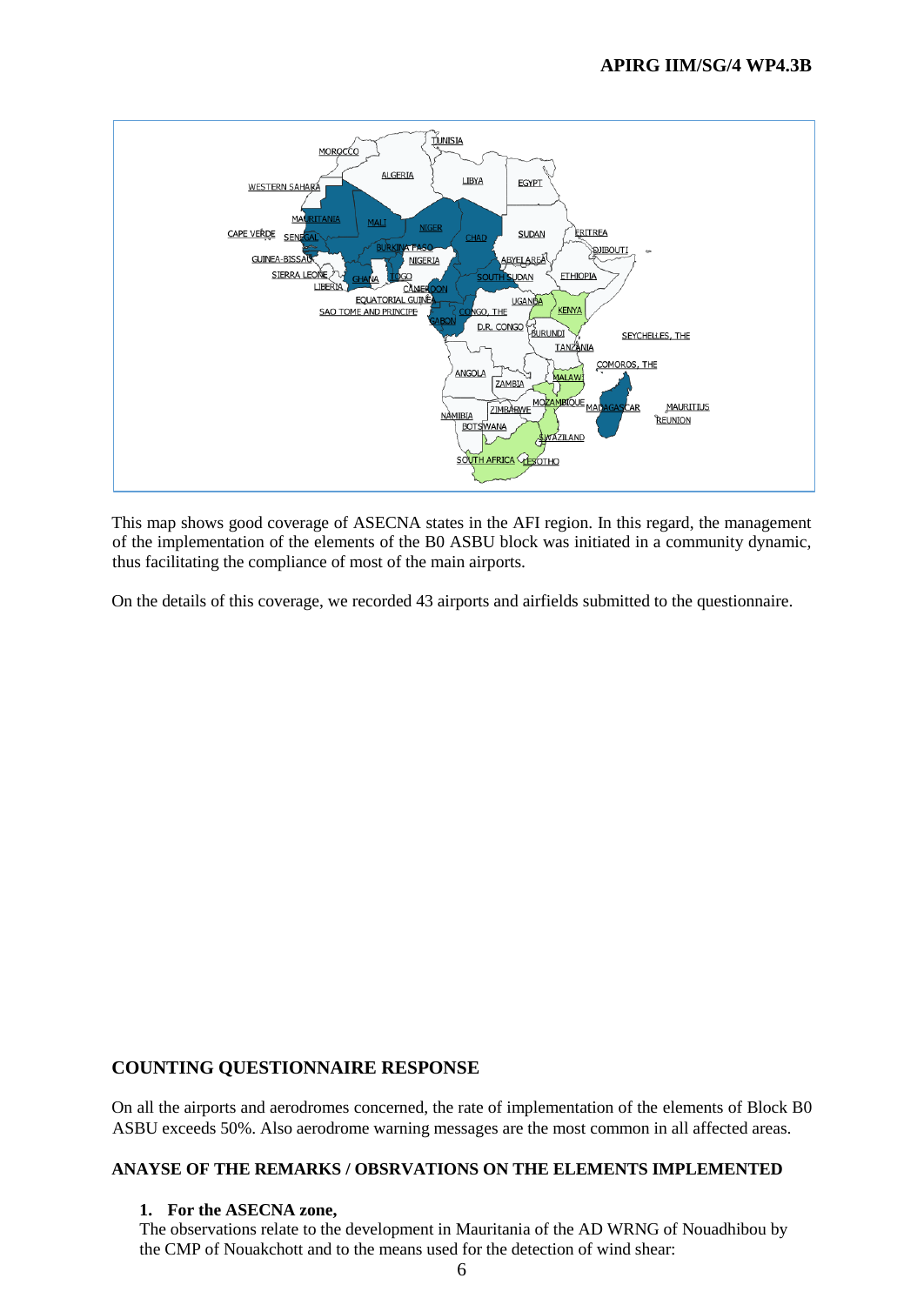This map shows good coverage of ASECNA states in the AFI region. In this regard, the management of the implementation of the elements of the B0 ASBU block was initiated in a community dynamic, thus facilitating the compliance of most of the main airports.

On the details of this coverage, we recorded 43 airports and airfields submitted to the questionnaire.

## COUNTING QUESTIONNAIRE RESPONSE

On all the airports and aerodromes concerned, the rate of implementation of the elements of Block B0 ASBU exceeds 50%. Also aerodrome warning messages are the most common in all affected areas.

## ANAYSE OF THE REMARKS / OBSRVATIONS ON THE ELEMENTS IMPLEMENTED

1. **For the ASECNA zone,**

   The observations relate to the development in Mauritania of the AD WRNG of Nouadhibou by the CMP of Nouakchott and to the means used for the detection of wind shear: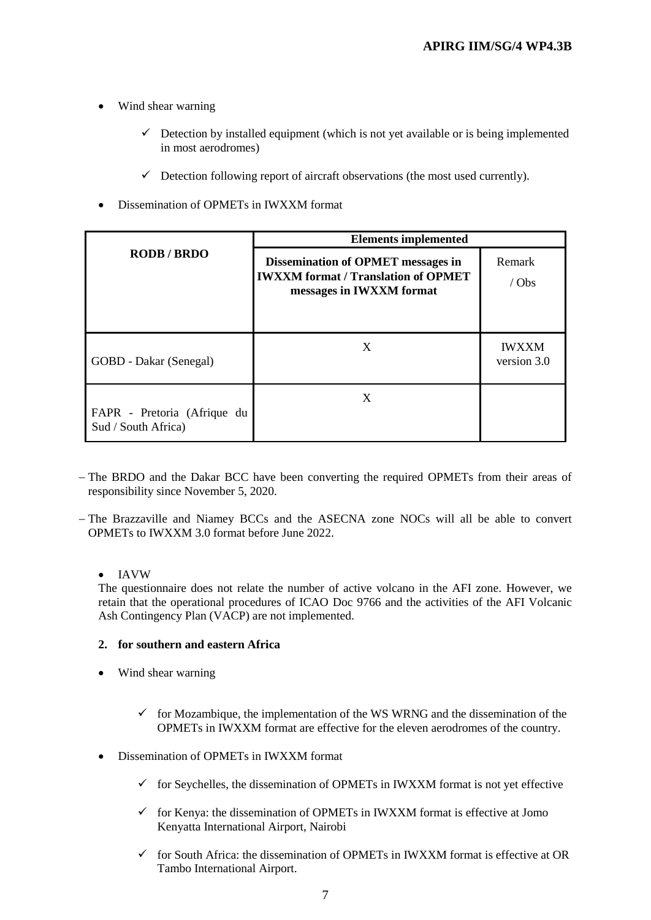- Wind shear warning

  - ✓ Detection by installed equipment (which is not yet available or is being implemented in most aerodromes)

  - ✓ Detection following report of aircraft observations (the most used currently).

- Dissemination of OPMETs in IWXXM format

| RODB / BRDO | Elements implemented | |
|---|---|---|
| | **Dissemination of OPMET messages in IWXXM format / Translation of OPMET messages in IWXXM format** | Remark / Obs |
| GOBD - Dakar (Senegal) | X | IWXXM version 3.0 |
| FAPR - Pretoria (Afrique du Sud / South Africa) | X | |

- The BRDO and the Dakar BCC have been converting the required OPMETs from their areas of responsibility since November 5, 2020.

- The Brazzaville and Niamey BCCs and the ASECNA zone NOCs will all be able to convert OPMETs to IWXXM 3.0 format before June 2022.

- IAVW

The questionnaire does not relate the number of active volcano in the AFI zone. However, we retain that the operational procedures of ICAO Doc 9766 and the activities of the AFI Volcanic Ash Contingency Plan (VACP) are not implemented.

**2. for southern and eastern Africa**

- Wind shear warning

  - ✓ for Mozambique, the implementation of the WS WRNG and the dissemination of the OPMETs in IWXXM format are effective for the eleven aerodromes of the country.

- Dissemination of OPMETs in IWXXM format

  - ✓ for Seychelles, the dissemination of OPMETs in IWXXM format is not yet effective

  - ✓ for Kenya: the dissemination of OPMETs in IWXXM format is effective at Jomo Kenyatta International Airport, Nairobi

  - ✓ for South Africa: the dissemination of OPMETs in IWXXM format is effective at OR Tambo International Airport.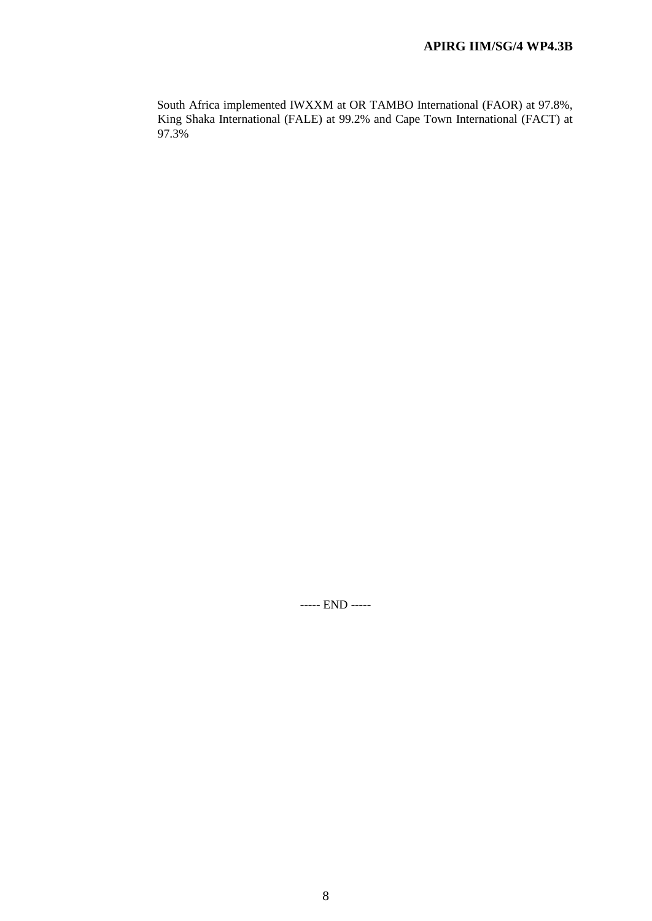South Africa implemented IWXXM at OR TAMBO International (FAOR) at 97.8%, King Shaka International (FALE) at 99.2% and Cape Town International (FACT) at 97.3%

----- END -----